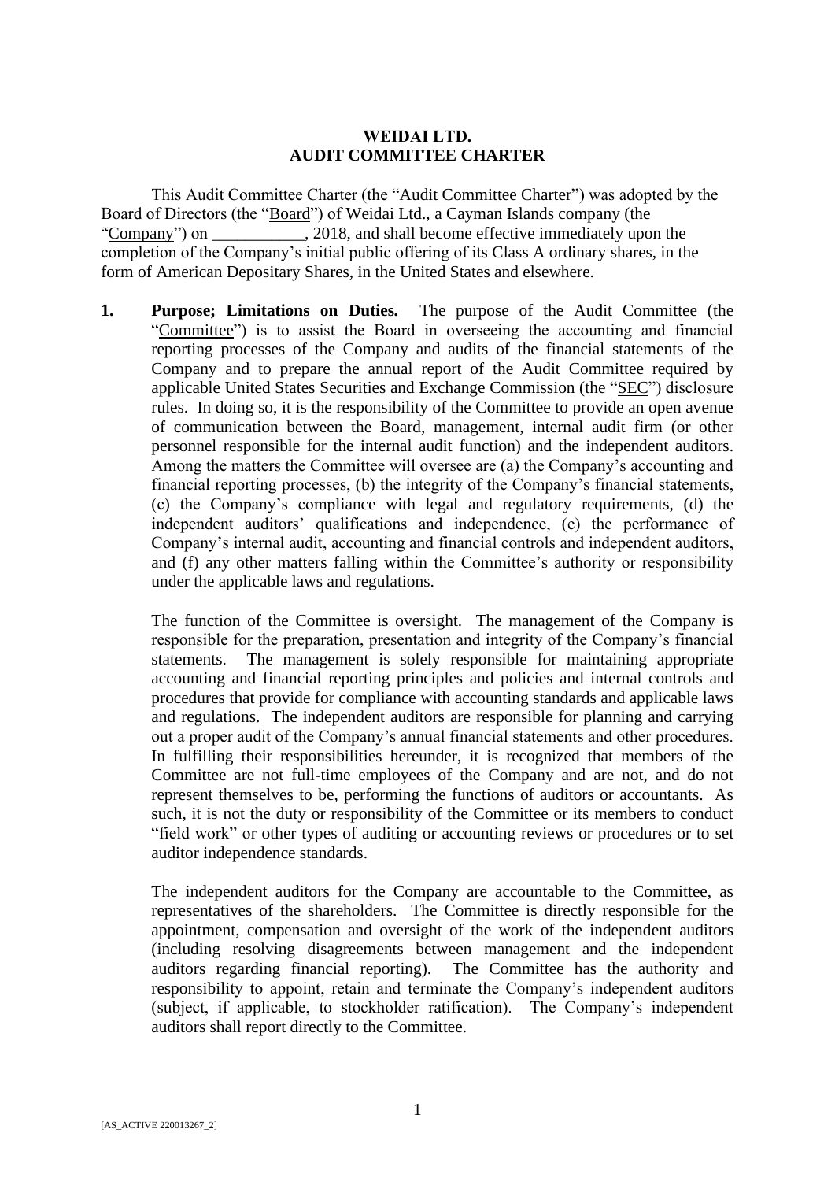**WEIDAI LTD.**
**AUDIT COMMITTEE CHARTER**

This Audit Committee Charter (the "Audit Committee Charter") was adopted by the Board of Directors (the "Board") of Weidai Ltd., a Cayman Islands company (the "Company") on ___________, 2018, and shall become effective immediately upon the completion of the Company's initial public offering of its Class A ordinary shares, in the form of American Depositary Shares, in the United States and elsewhere.

**1. Purpose; Limitations on Duties.** The purpose of the Audit Committee (the "Committee") is to assist the Board in overseeing the accounting and financial reporting processes of the Company and audits of the financial statements of the Company and to prepare the annual report of the Audit Committee required by applicable United States Securities and Exchange Commission (the "SEC") disclosure rules. In doing so, it is the responsibility of the Committee to provide an open avenue of communication between the Board, management, internal audit firm (or other personnel responsible for the internal audit function) and the independent auditors. Among the matters the Committee will oversee are (a) the Company's accounting and financial reporting processes, (b) the integrity of the Company's financial statements, (c) the Company's compliance with legal and regulatory requirements, (d) the independent auditors' qualifications and independence, (e) the performance of Company's internal audit, accounting and financial controls and independent auditors, and (f) any other matters falling within the Committee's authority or responsibility under the applicable laws and regulations.

The function of the Committee is oversight. The management of the Company is responsible for the preparation, presentation and integrity of the Company's financial statements. The management is solely responsible for maintaining appropriate accounting and financial reporting principles and policies and internal controls and procedures that provide for compliance with accounting standards and applicable laws and regulations. The independent auditors are responsible for planning and carrying out a proper audit of the Company's annual financial statements and other procedures. In fulfilling their responsibilities hereunder, it is recognized that members of the Committee are not full-time employees of the Company and are not, and do not represent themselves to be, performing the functions of auditors or accountants. As such, it is not the duty or responsibility of the Committee or its members to conduct "field work" or other types of auditing or accounting reviews or procedures or to set auditor independence standards.

The independent auditors for the Company are accountable to the Committee, as representatives of the shareholders. The Committee is directly responsible for the appointment, compensation and oversight of the work of the independent auditors (including resolving disagreements between management and the independent auditors regarding financial reporting). The Committee has the authority and responsibility to appoint, retain and terminate the Company's independent auditors (subject, if applicable, to stockholder ratification). The Company's independent auditors shall report directly to the Committee.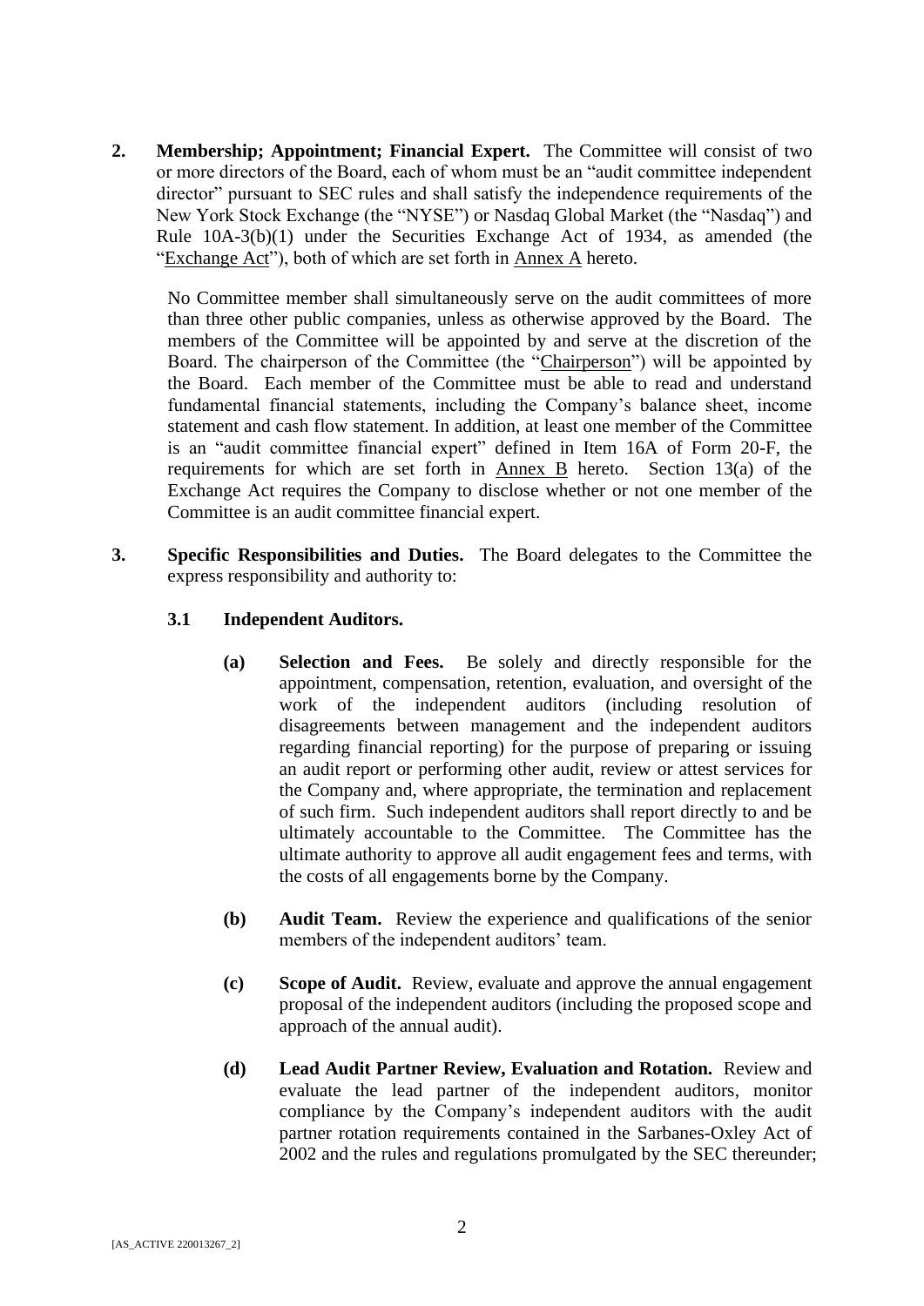**2. Membership; Appointment; Financial Expert.** The Committee will consist of two or more directors of the Board, each of whom must be an "audit committee independent director" pursuant to SEC rules and shall satisfy the independence requirements of the New York Stock Exchange (the "NYSE") or Nasdaq Global Market (the "Nasdaq") and Rule 10A-3(b)(1) under the Securities Exchange Act of 1934, as amended (the "Exchange Act"), both of which are set forth in Annex A hereto.

No Committee member shall simultaneously serve on the audit committees of more than three other public companies, unless as otherwise approved by the Board. The members of the Committee will be appointed by and serve at the discretion of the Board. The chairperson of the Committee (the "Chairperson") will be appointed by the Board. Each member of the Committee must be able to read and understand fundamental financial statements, including the Company's balance sheet, income statement and cash flow statement. In addition, at least one member of the Committee is an "audit committee financial expert" defined in Item 16A of Form 20-F, the requirements for which are set forth in Annex B hereto. Section 13(a) of the Exchange Act requires the Company to disclose whether or not one member of the Committee is an audit committee financial expert.

**3. Specific Responsibilities and Duties.** The Board delegates to the Committee the express responsibility and authority to:

**3.1 Independent Auditors.**

**(a) Selection and Fees.** Be solely and directly responsible for the appointment, compensation, retention, evaluation, and oversight of the work of the independent auditors (including resolution of disagreements between management and the independent auditors regarding financial reporting) for the purpose of preparing or issuing an audit report or performing other audit, review or attest services for the Company and, where appropriate, the termination and replacement of such firm. Such independent auditors shall report directly to and be ultimately accountable to the Committee. The Committee has the ultimate authority to approve all audit engagement fees and terms, with the costs of all engagements borne by the Company.

**(b) Audit Team.** Review the experience and qualifications of the senior members of the independent auditors' team.

**(c) Scope of Audit.** Review, evaluate and approve the annual engagement proposal of the independent auditors (including the proposed scope and approach of the annual audit).

**(d) Lead Audit Partner Review, Evaluation and Rotation.** Review and evaluate the lead partner of the independent auditors, monitor compliance by the Company's independent auditors with the audit partner rotation requirements contained in the Sarbanes-Oxley Act of 2002 and the rules and regulations promulgated by the SEC thereunder;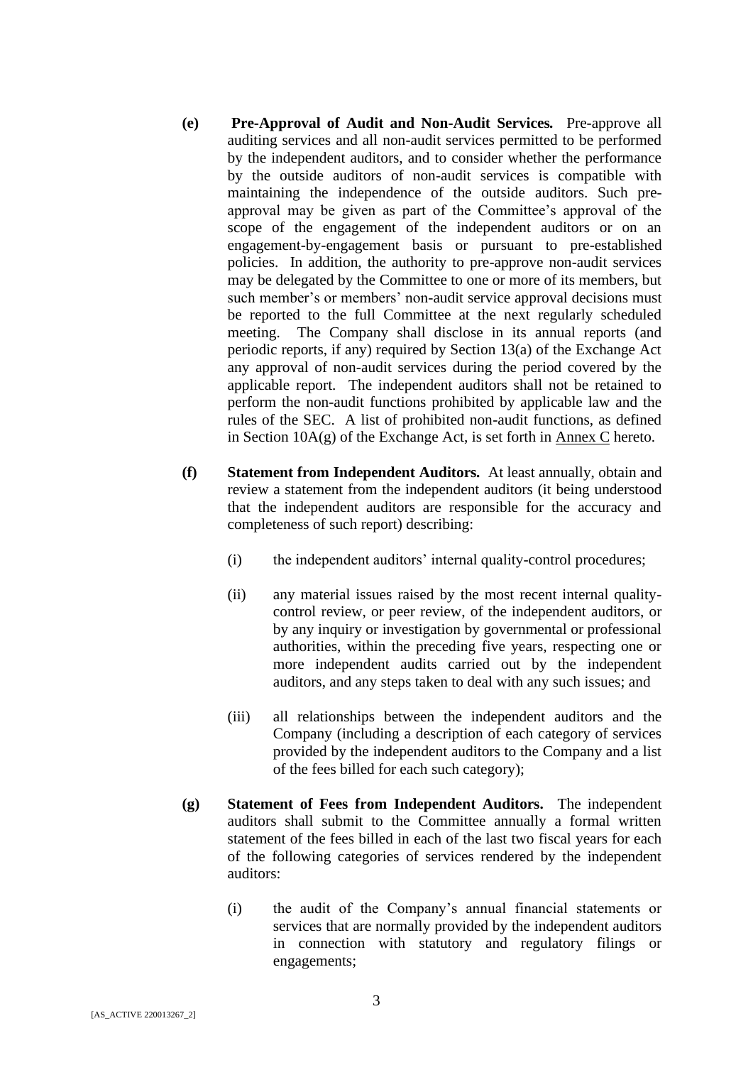**(e)** **Pre-Approval of Audit and Non-Audit Services.** Pre-approve all auditing services and all non-audit services permitted to be performed by the independent auditors, and to consider whether the performance by the outside auditors of non-audit services is compatible with maintaining the independence of the outside auditors. Such pre-approval may be given as part of the Committee's approval of the scope of the engagement of the independent auditors or on an engagement-by-engagement basis or pursuant to pre-established policies. In addition, the authority to pre-approve non-audit services may be delegated by the Committee to one or more of its members, but such member's or members' non-audit service approval decisions must be reported to the full Committee at the next regularly scheduled meeting. The Company shall disclose in its annual reports (and periodic reports, if any) required by Section 13(a) of the Exchange Act any approval of non-audit services during the period covered by the applicable report. The independent auditors shall not be retained to perform the non-audit functions prohibited by applicable law and the rules of the SEC. A list of prohibited non-audit functions, as defined in Section 10A(g) of the Exchange Act, is set forth in Annex C hereto.

**(f)** **Statement from Independent Auditors.** At least annually, obtain and review a statement from the independent auditors (it being understood that the independent auditors are responsible for the accuracy and completeness of such report) describing:

(i) the independent auditors' internal quality-control procedures;

(ii) any material issues raised by the most recent internal quality-control review, or peer review, of the independent auditors, or by any inquiry or investigation by governmental or professional authorities, within the preceding five years, respecting one or more independent audits carried out by the independent auditors, and any steps taken to deal with any such issues; and

(iii) all relationships between the independent auditors and the Company (including a description of each category of services provided by the independent auditors to the Company and a list of the fees billed for each such category);

**(g)** **Statement of Fees from Independent Auditors.** The independent auditors shall submit to the Committee annually a formal written statement of the fees billed in each of the last two fiscal years for each of the following categories of services rendered by the independent auditors:

(i) the audit of the Company's annual financial statements or services that are normally provided by the independent auditors in connection with statutory and regulatory filings or engagements;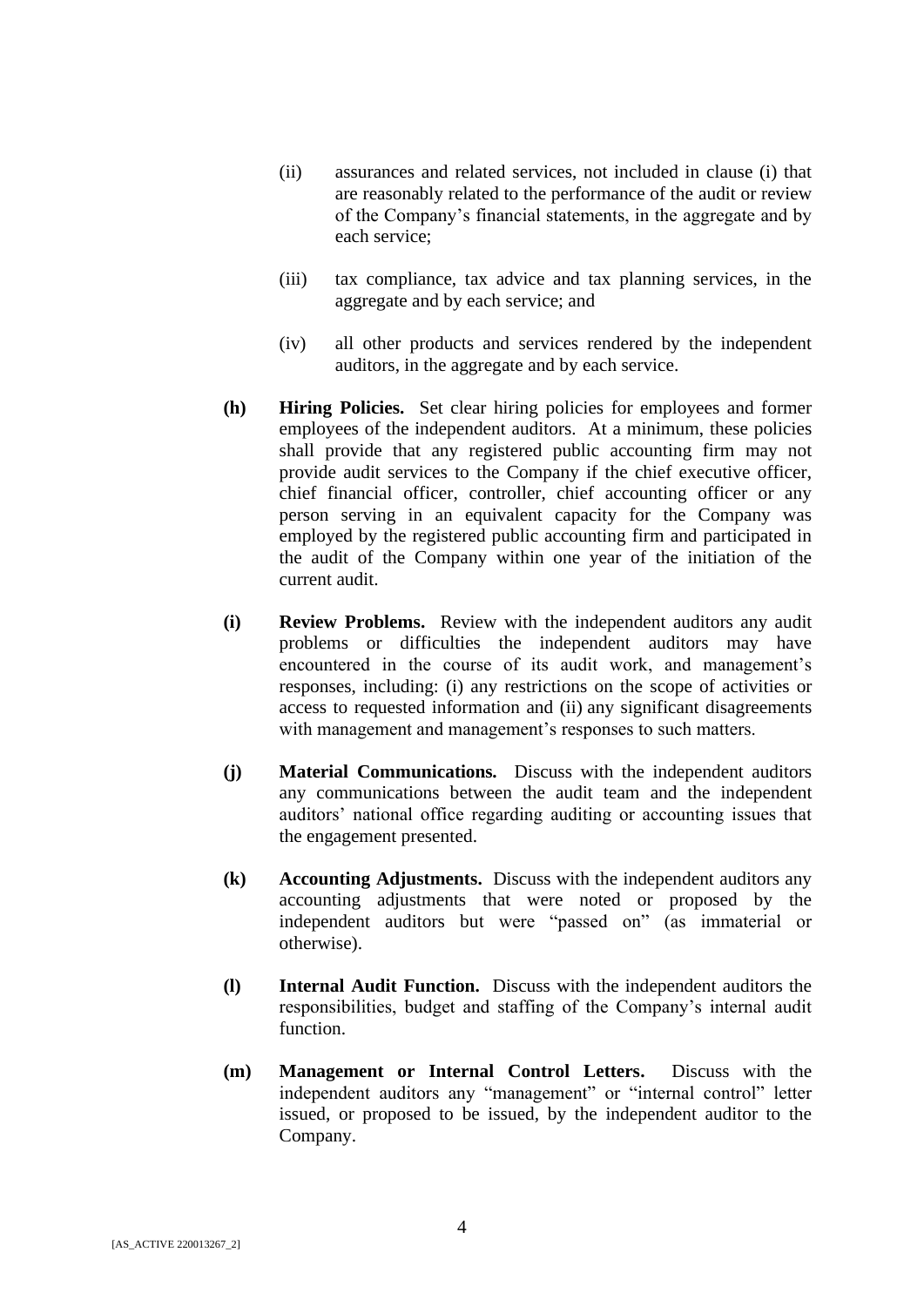(ii) assurances and related services, not included in clause (i) that are reasonably related to the performance of the audit or review of the Company's financial statements, in the aggregate and by each service;

(iii) tax compliance, tax advice and tax planning services, in the aggregate and by each service; and

(iv) all other products and services rendered by the independent auditors, in the aggregate and by each service.

**(h) Hiring Policies.** Set clear hiring policies for employees and former employees of the independent auditors. At a minimum, these policies shall provide that any registered public accounting firm may not provide audit services to the Company if the chief executive officer, chief financial officer, controller, chief accounting officer or any person serving in an equivalent capacity for the Company was employed by the registered public accounting firm and participated in the audit of the Company within one year of the initiation of the current audit.

**(i) Review Problems.** Review with the independent auditors any audit problems or difficulties the independent auditors may have encountered in the course of its audit work, and management's responses, including: (i) any restrictions on the scope of activities or access to requested information and (ii) any significant disagreements with management and management's responses to such matters.

**(j) Material Communications.** Discuss with the independent auditors any communications between the audit team and the independent auditors' national office regarding auditing or accounting issues that the engagement presented.

**(k) Accounting Adjustments.** Discuss with the independent auditors any accounting adjustments that were noted or proposed by the independent auditors but were "passed on" (as immaterial or otherwise).

**(l) Internal Audit Function.** Discuss with the independent auditors the responsibilities, budget and staffing of the Company's internal audit function.

**(m) Management or Internal Control Letters.** Discuss with the independent auditors any "management" or "internal control" letter issued, or proposed to be issued, by the independent auditor to the Company.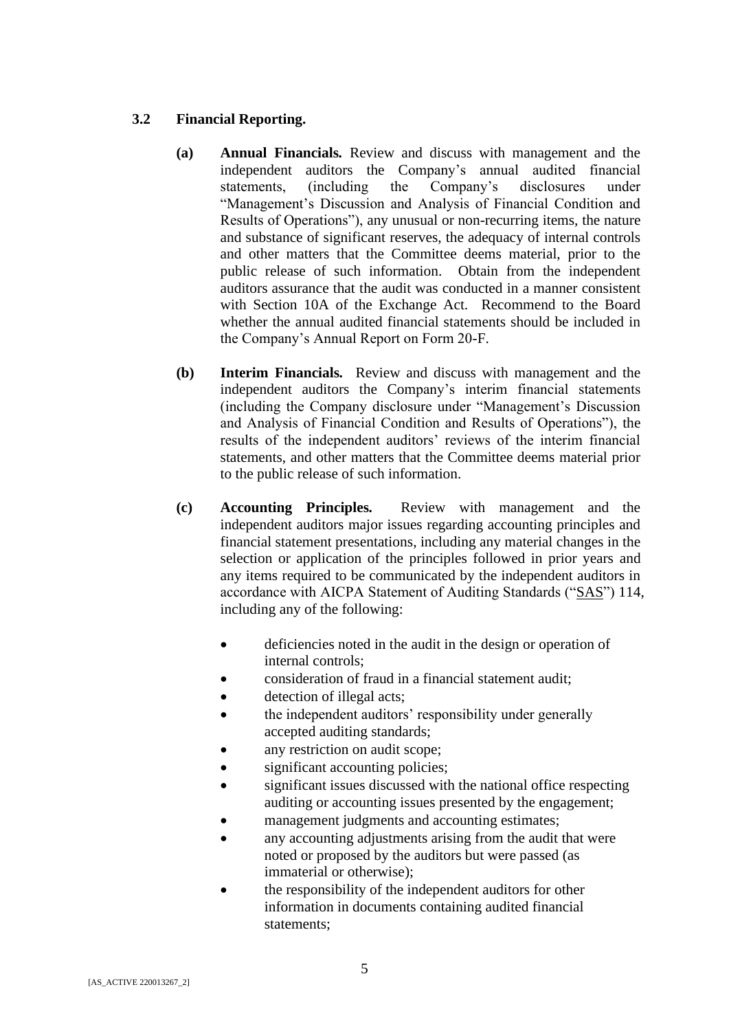### 3.2 Financial Reporting.

**(a) Annual Financials.** Review and discuss with management and the independent auditors the Company's annual audited financial statements, (including the Company's disclosures under "Management's Discussion and Analysis of Financial Condition and Results of Operations"), any unusual or non-recurring items, the nature and substance of significant reserves, the adequacy of internal controls and other matters that the Committee deems material, prior to the public release of such information. Obtain from the independent auditors assurance that the audit was conducted in a manner consistent with Section 10A of the Exchange Act. Recommend to the Board whether the annual audited financial statements should be included in the Company's Annual Report on Form 20-F.

**(b) Interim Financials.** Review and discuss with management and the independent auditors the Company's interim financial statements (including the Company disclosure under "Management's Discussion and Analysis of Financial Condition and Results of Operations"), the results of the independent auditors' reviews of the interim financial statements, and other matters that the Committee deems material prior to the public release of such information.

**(c) Accounting Principles.** Review with management and the independent auditors major issues regarding accounting principles and financial statement presentations, including any material changes in the selection or application of the principles followed in prior years and any items required to be communicated by the independent auditors in accordance with AICPA Statement of Auditing Standards ("SAS") 114, including any of the following:

- deficiencies noted in the audit in the design or operation of internal controls;
- consideration of fraud in a financial statement audit;
- detection of illegal acts;
- the independent auditors' responsibility under generally accepted auditing standards;
- any restriction on audit scope;
- significant accounting policies;
- significant issues discussed with the national office respecting auditing or accounting issues presented by the engagement;
- management judgments and accounting estimates;
- any accounting adjustments arising from the audit that were noted or proposed by the auditors but were passed (as immaterial or otherwise);
- the responsibility of the independent auditors for other information in documents containing audited financial statements;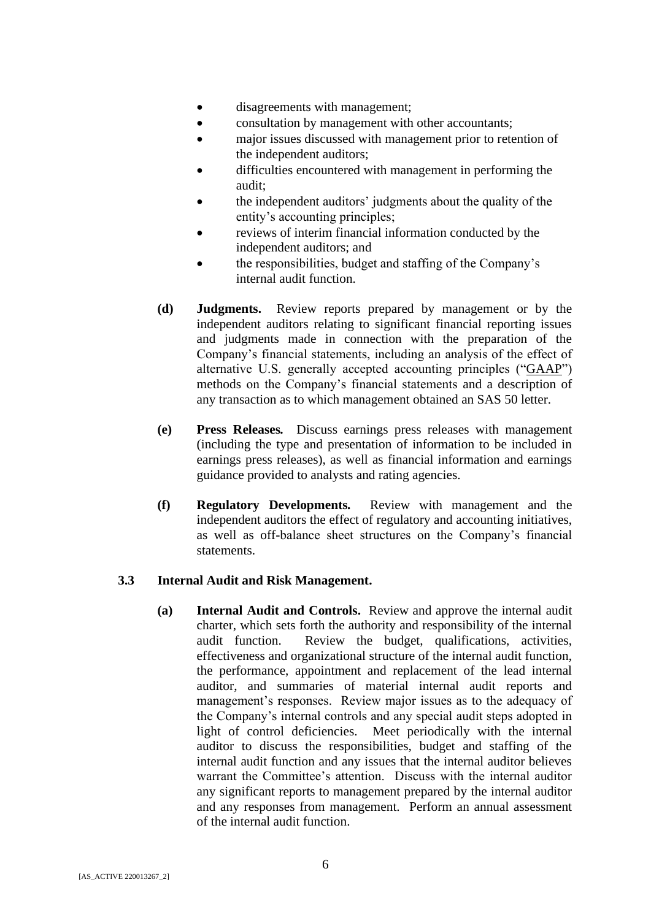- disagreements with management;
- consultation by management with other accountants;
- major issues discussed with management prior to retention of the independent auditors;
- difficulties encountered with management in performing the audit;
- the independent auditors' judgments about the quality of the entity's accounting principles;
- reviews of interim financial information conducted by the independent auditors; and
- the responsibilities, budget and staffing of the Company's internal audit function.

**(d) Judgments.** Review reports prepared by management or by the independent auditors relating to significant financial reporting issues and judgments made in connection with the preparation of the Company's financial statements, including an analysis of the effect of alternative U.S. generally accepted accounting principles ("GAAP") methods on the Company's financial statements and a description of any transaction as to which management obtained an SAS 50 letter.

**(e) Press Releases.** Discuss earnings press releases with management (including the type and presentation of information to be included in earnings press releases), as well as financial information and earnings guidance provided to analysts and rating agencies.

**(f) Regulatory Developments.** Review with management and the independent auditors the effect of regulatory and accounting initiatives, as well as off-balance sheet structures on the Company's financial statements.

**3.3 Internal Audit and Risk Management.**

**(a) Internal Audit and Controls.** Review and approve the internal audit charter, which sets forth the authority and responsibility of the internal audit function. Review the budget, qualifications, activities, effectiveness and organizational structure of the internal audit function, the performance, appointment and replacement of the lead internal auditor, and summaries of material internal audit reports and management's responses. Review major issues as to the adequacy of the Company's internal controls and any special audit steps adopted in light of control deficiencies. Meet periodically with the internal auditor to discuss the responsibilities, budget and staffing of the internal audit function and any issues that the internal auditor believes warrant the Committee's attention. Discuss with the internal auditor any significant reports to management prepared by the internal auditor and any responses from management. Perform an annual assessment of the internal audit function.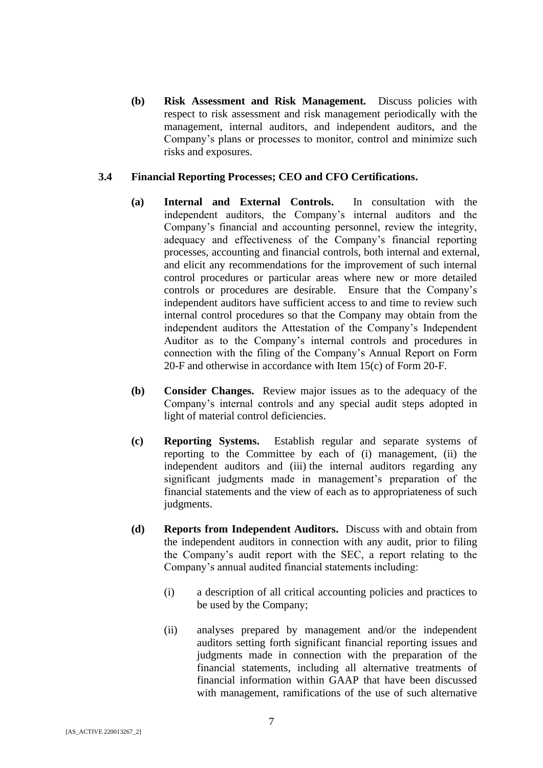**(b) Risk Assessment and Risk Management.** Discuss policies with respect to risk assessment and risk management periodically with the management, internal auditors, and independent auditors, and the Company's plans or processes to monitor, control and minimize such risks and exposures.

### 3.4 Financial Reporting Processes; CEO and CFO Certifications.

**(a) Internal and External Controls.** In consultation with the independent auditors, the Company's internal auditors and the Company's financial and accounting personnel, review the integrity, adequacy and effectiveness of the Company's financial reporting processes, accounting and financial controls, both internal and external, and elicit any recommendations for the improvement of such internal control procedures or particular areas where new or more detailed controls or procedures are desirable. Ensure that the Company's independent auditors have sufficient access to and time to review such internal control procedures so that the Company may obtain from the independent auditors the Attestation of the Company's Independent Auditor as to the Company's internal controls and procedures in connection with the filing of the Company's Annual Report on Form 20-F and otherwise in accordance with Item 15(c) of Form 20-F.

**(b) Consider Changes.** Review major issues as to the adequacy of the Company's internal controls and any special audit steps adopted in light of material control deficiencies.

**(c) Reporting Systems.** Establish regular and separate systems of reporting to the Committee by each of (i) management, (ii) the independent auditors and (iii) the internal auditors regarding any significant judgments made in management's preparation of the financial statements and the view of each as to appropriateness of such judgments.

**(d) Reports from Independent Auditors.** Discuss with and obtain from the independent auditors in connection with any audit, prior to filing the Company's audit report with the SEC, a report relating to the Company's annual audited financial statements including:

(i) a description of all critical accounting policies and practices to be used by the Company;

(ii) analyses prepared by management and/or the independent auditors setting forth significant financial reporting issues and judgments made in connection with the preparation of the financial statements, including all alternative treatments of financial information within GAAP that have been discussed with management, ramifications of the use of such alternative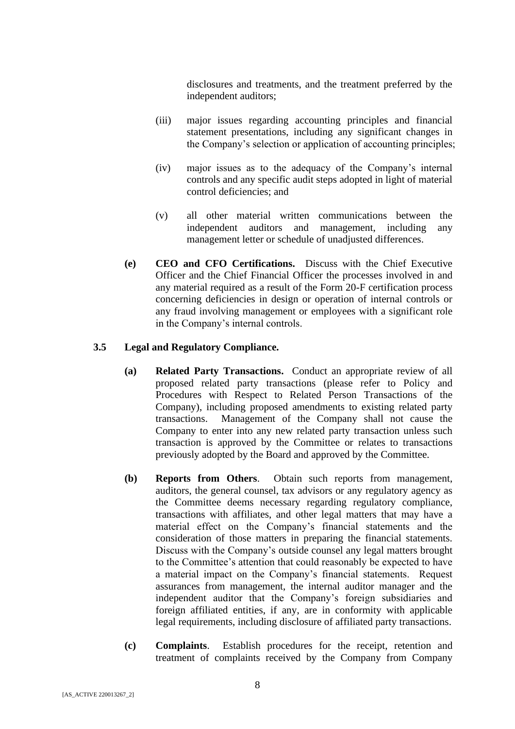disclosures and treatments, and the treatment preferred by the independent auditors;

(iii) major issues regarding accounting principles and financial statement presentations, including any significant changes in the Company's selection or application of accounting principles;

(iv) major issues as to the adequacy of the Company's internal controls and any specific audit steps adopted in light of material control deficiencies; and

(v) all other material written communications between the independent auditors and management, including any management letter or schedule of unadjusted differences.

**(e) CEO and CFO Certifications.** Discuss with the Chief Executive Officer and the Chief Financial Officer the processes involved in and any material required as a result of the Form 20-F certification process concerning deficiencies in design or operation of internal controls or any fraud involving management or employees with a significant role in the Company's internal controls.

**3.5 Legal and Regulatory Compliance.**

**(a) Related Party Transactions.** Conduct an appropriate review of all proposed related party transactions (please refer to Policy and Procedures with Respect to Related Person Transactions of the Company), including proposed amendments to existing related party transactions. Management of the Company shall not cause the Company to enter into any new related party transaction unless such transaction is approved by the Committee or relates to transactions previously adopted by the Board and approved by the Committee.

**(b) Reports from Others**. Obtain such reports from management, auditors, the general counsel, tax advisors or any regulatory agency as the Committee deems necessary regarding regulatory compliance, transactions with affiliates, and other legal matters that may have a material effect on the Company's financial statements and the consideration of those matters in preparing the financial statements. Discuss with the Company's outside counsel any legal matters brought to the Committee's attention that could reasonably be expected to have a material impact on the Company's financial statements. Request assurances from management, the internal auditor manager and the independent auditor that the Company's foreign subsidiaries and foreign affiliated entities, if any, are in conformity with applicable legal requirements, including disclosure of affiliated party transactions.

**(c) Complaints**. Establish procedures for the receipt, retention and treatment of complaints received by the Company from Company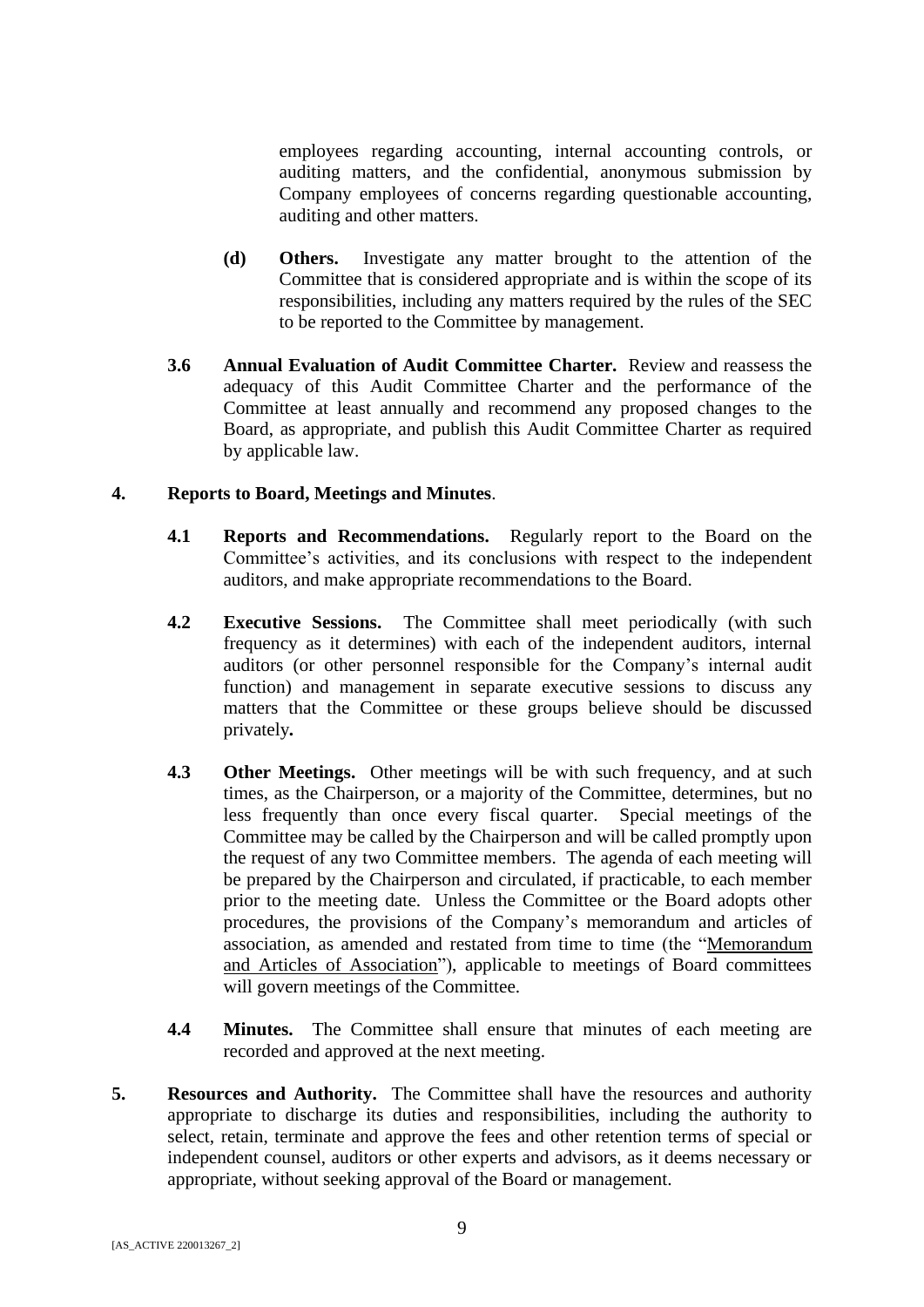employees regarding accounting, internal accounting controls, or auditing matters, and the confidential, anonymous submission by Company employees of concerns regarding questionable accounting, auditing and other matters.

**(d) Others.** Investigate any matter brought to the attention of the Committee that is considered appropriate and is within the scope of its responsibilities, including any matters required by the rules of the SEC to be reported to the Committee by management.

**3.6 Annual Evaluation of Audit Committee Charter.** Review and reassess the adequacy of this Audit Committee Charter and the performance of the Committee at least annually and recommend any proposed changes to the Board, as appropriate, and publish this Audit Committee Charter as required by applicable law.

**4. Reports to Board, Meetings and Minutes**.

**4.1 Reports and Recommendations.** Regularly report to the Board on the Committee's activities, and its conclusions with respect to the independent auditors, and make appropriate recommendations to the Board.

**4.2 Executive Sessions.** The Committee shall meet periodically (with such frequency as it determines) with each of the independent auditors, internal auditors (or other personnel responsible for the Company's internal audit function) and management in separate executive sessions to discuss any matters that the Committee or these groups believe should be discussed privately**.**

**4.3 Other Meetings.** Other meetings will be with such frequency, and at such times, as the Chairperson, or a majority of the Committee, determines, but no less frequently than once every fiscal quarter. Special meetings of the Committee may be called by the Chairperson and will be called promptly upon the request of any two Committee members. The agenda of each meeting will be prepared by the Chairperson and circulated, if practicable, to each member prior to the meeting date. Unless the Committee or the Board adopts other procedures, the provisions of the Company's memorandum and articles of association, as amended and restated from time to time (the "Memorandum and Articles of Association"), applicable to meetings of Board committees will govern meetings of the Committee.

**4.4 Minutes.** The Committee shall ensure that minutes of each meeting are recorded and approved at the next meeting.

**5. Resources and Authority.** The Committee shall have the resources and authority appropriate to discharge its duties and responsibilities, including the authority to select, retain, terminate and approve the fees and other retention terms of special or independent counsel, auditors or other experts and advisors, as it deems necessary or appropriate, without seeking approval of the Board or management.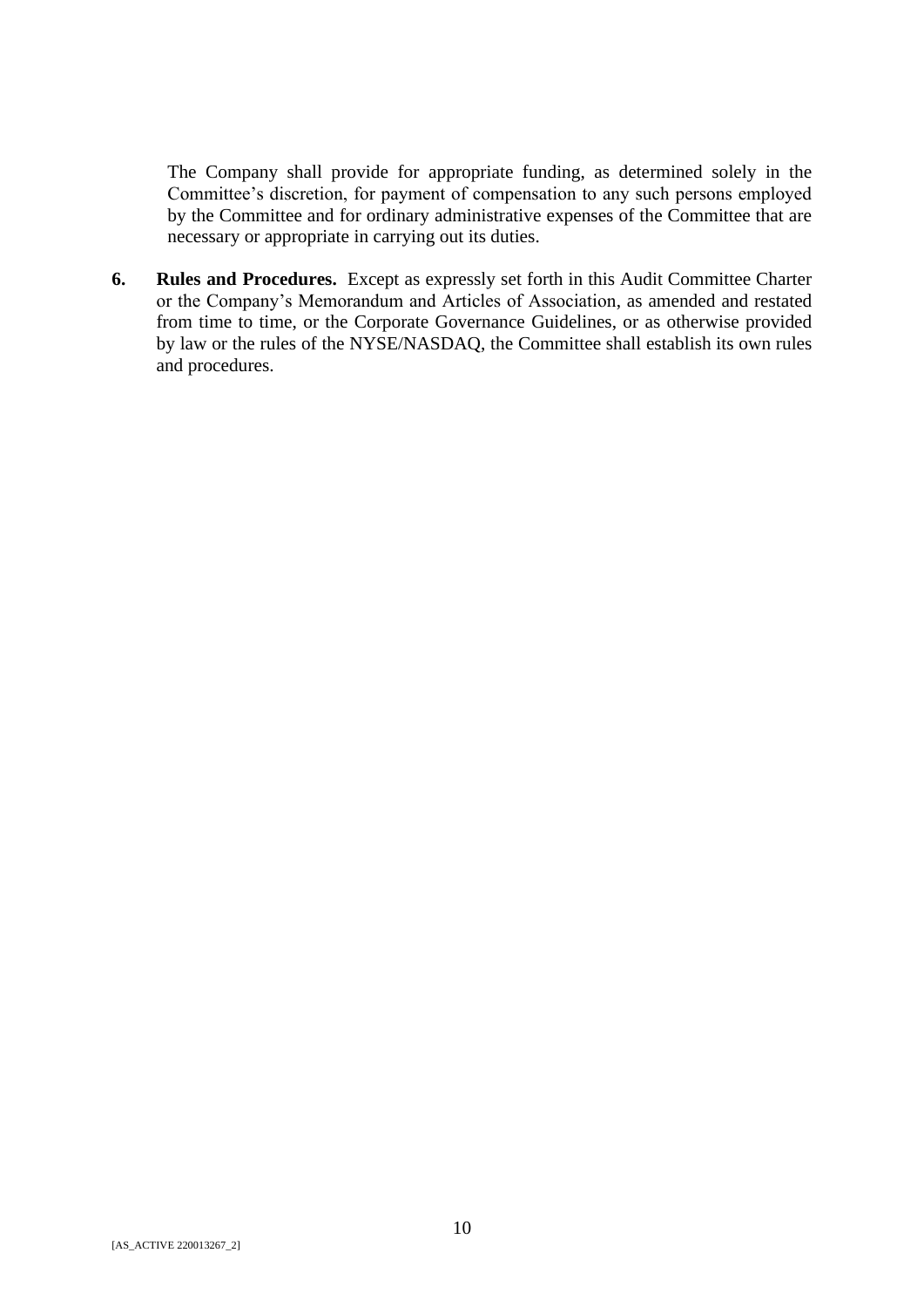The Company shall provide for appropriate funding, as determined solely in the Committee's discretion, for payment of compensation to any such persons employed by the Committee and for ordinary administrative expenses of the Committee that are necessary or appropriate in carrying out its duties.

**6. Rules and Procedures.** Except as expressly set forth in this Audit Committee Charter or the Company's Memorandum and Articles of Association, as amended and restated from time to time, or the Corporate Governance Guidelines, or as otherwise provided by law or the rules of the NYSE/NASDAQ, the Committee shall establish its own rules and procedures.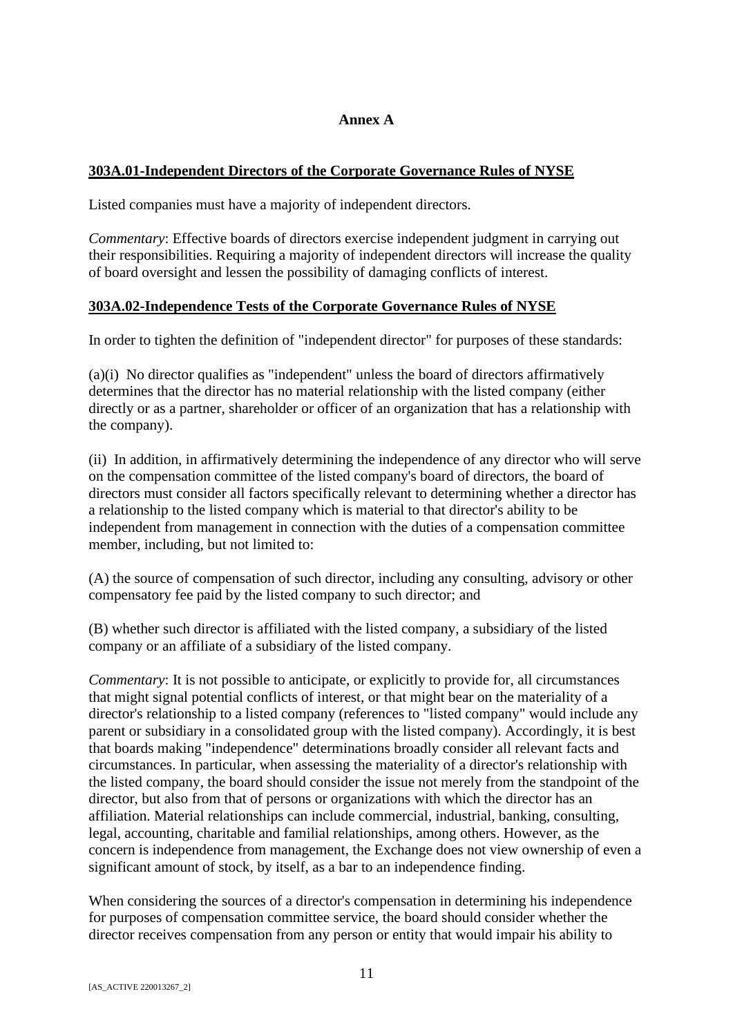**Annex A**

**303A.01-Independent Directors of the Corporate Governance Rules of NYSE**

Listed companies must have a majority of independent directors.

*Commentary*: Effective boards of directors exercise independent judgment in carrying out their responsibilities. Requiring a majority of independent directors will increase the quality of board oversight and lessen the possibility of damaging conflicts of interest.

**303A.02-Independence Tests of the Corporate Governance Rules of NYSE**

In order to tighten the definition of "independent director" for purposes of these standards:

(a)(i) No director qualifies as "independent" unless the board of directors affirmatively determines that the director has no material relationship with the listed company (either directly or as a partner, shareholder or officer of an organization that has a relationship with the company).

(ii) In addition, in affirmatively determining the independence of any director who will serve on the compensation committee of the listed company's board of directors, the board of directors must consider all factors specifically relevant to determining whether a director has a relationship to the listed company which is material to that director's ability to be independent from management in connection with the duties of a compensation committee member, including, but not limited to:

(A) the source of compensation of such director, including any consulting, advisory or other compensatory fee paid by the listed company to such director; and

(B) whether such director is affiliated with the listed company, a subsidiary of the listed company or an affiliate of a subsidiary of the listed company.

*Commentary*: It is not possible to anticipate, or explicitly to provide for, all circumstances that might signal potential conflicts of interest, or that might bear on the materiality of a director's relationship to a listed company (references to "listed company" would include any parent or subsidiary in a consolidated group with the listed company). Accordingly, it is best that boards making "independence" determinations broadly consider all relevant facts and circumstances. In particular, when assessing the materiality of a director's relationship with the listed company, the board should consider the issue not merely from the standpoint of the director, but also from that of persons or organizations with which the director has an affiliation. Material relationships can include commercial, industrial, banking, consulting, legal, accounting, charitable and familial relationships, among others. However, as the concern is independence from management, the Exchange does not view ownership of even a significant amount of stock, by itself, as a bar to an independence finding.

When considering the sources of a director's compensation in determining his independence for purposes of compensation committee service, the board should consider whether the director receives compensation from any person or entity that would impair his ability to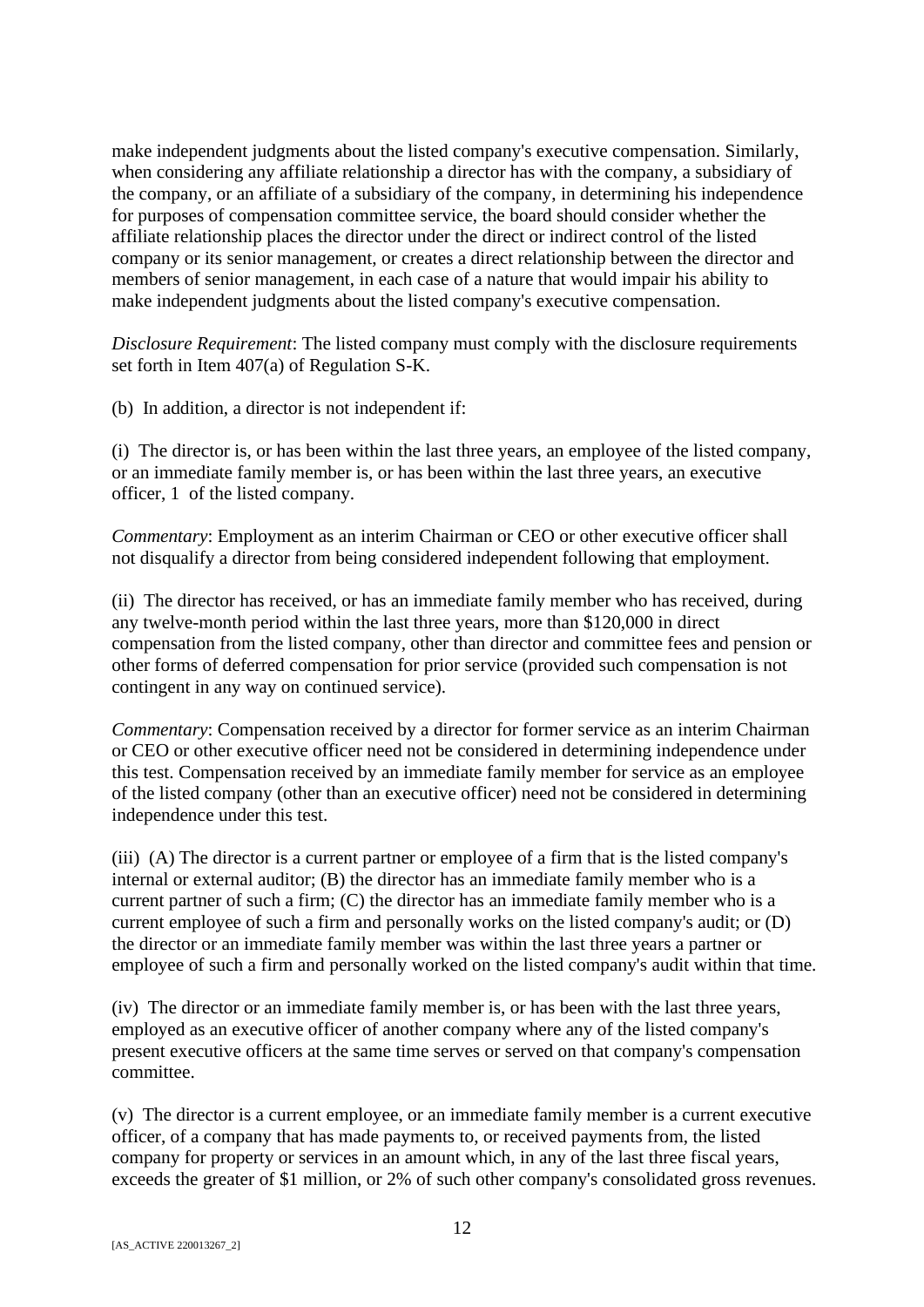make independent judgments about the listed company's executive compensation. Similarly, when considering any affiliate relationship a director has with the company, a subsidiary of the company, or an affiliate of a subsidiary of the company, in determining his independence for purposes of compensation committee service, the board should consider whether the affiliate relationship places the director under the direct or indirect control of the listed company or its senior management, or creates a direct relationship between the director and members of senior management, in each case of a nature that would impair his ability to make independent judgments about the listed company's executive compensation.

*Disclosure Requirement*: The listed company must comply with the disclosure requirements set forth in Item 407(a) of Regulation S-K.

(b) In addition, a director is not independent if:

(i) The director is, or has been within the last three years, an employee of the listed company, or an immediate family member is, or has been within the last three years, an executive officer, 1 of the listed company.

*Commentary*: Employment as an interim Chairman or CEO or other executive officer shall not disqualify a director from being considered independent following that employment.

(ii) The director has received, or has an immediate family member who has received, during any twelve-month period within the last three years, more than $120,000 in direct compensation from the listed company, other than director and committee fees and pension or other forms of deferred compensation for prior service (provided such compensation is not contingent in any way on continued service).

*Commentary*: Compensation received by a director for former service as an interim Chairman or CEO or other executive officer need not be considered in determining independence under this test. Compensation received by an immediate family member for service as an employee of the listed company (other than an executive officer) need not be considered in determining independence under this test.

(iii) (A) The director is a current partner or employee of a firm that is the listed company's internal or external auditor; (B) the director has an immediate family member who is a current partner of such a firm; (C) the director has an immediate family member who is a current employee of such a firm and personally works on the listed company's audit; or (D) the director or an immediate family member was within the last three years a partner or employee of such a firm and personally worked on the listed company's audit within that time.

(iv) The director or an immediate family member is, or has been with the last three years, employed as an executive officer of another company where any of the listed company's present executive officers at the same time serves or served on that company's compensation committee.

(v) The director is a current employee, or an immediate family member is a current executive officer, of a company that has made payments to, or received payments from, the listed company for property or services in an amount which, in any of the last three fiscal years, exceeds the greater of $1 million, or 2% of such other company's consolidated gross revenues.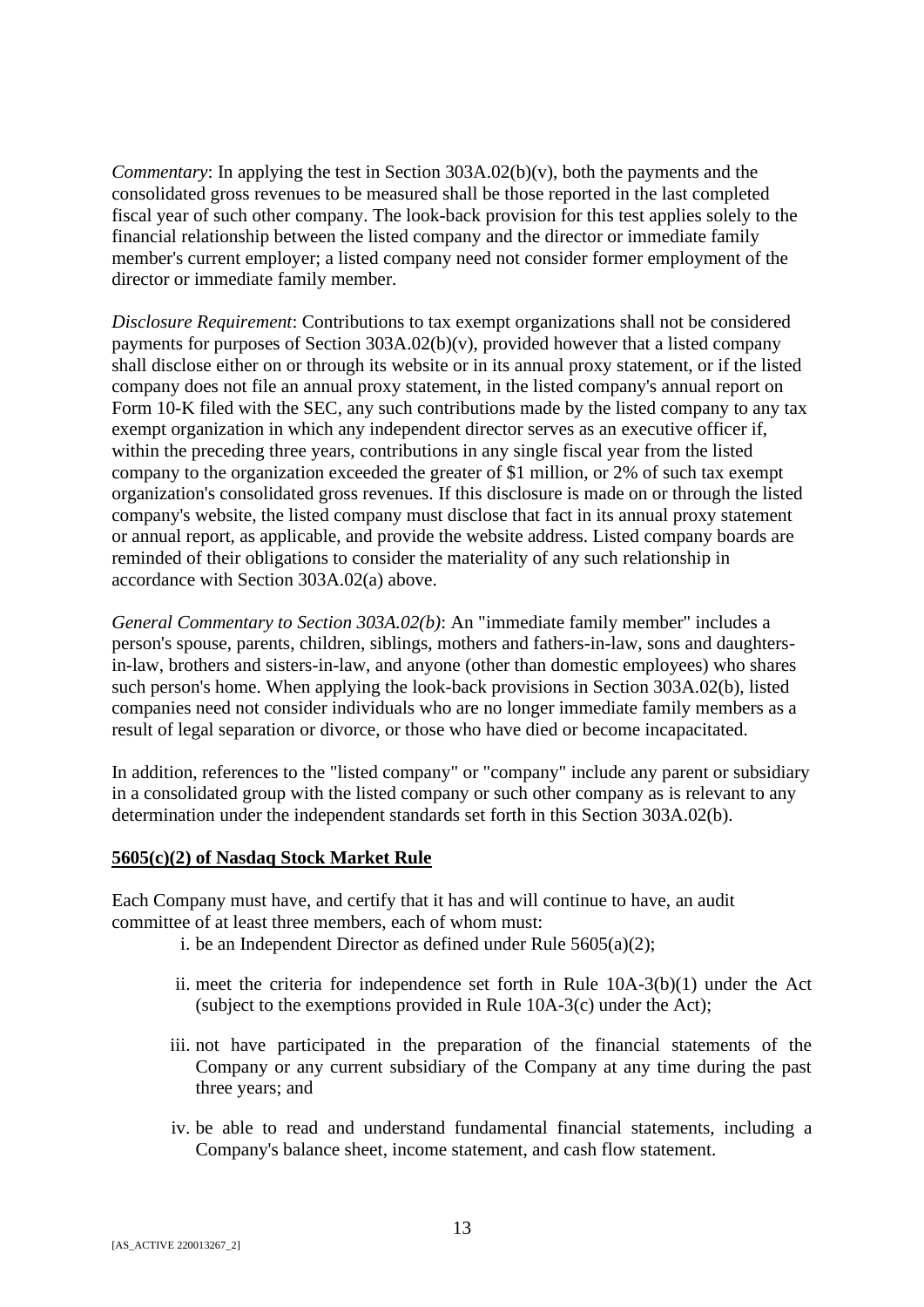*Commentary*: In applying the test in Section 303A.02(b)(v), both the payments and the consolidated gross revenues to be measured shall be those reported in the last completed fiscal year of such other company. The look-back provision for this test applies solely to the financial relationship between the listed company and the director or immediate family member's current employer; a listed company need not consider former employment of the director or immediate family member.

*Disclosure Requirement*: Contributions to tax exempt organizations shall not be considered payments for purposes of Section 303A.02(b)(v), provided however that a listed company shall disclose either on or through its website or in its annual proxy statement, or if the listed company does not file an annual proxy statement, in the listed company's annual report on Form 10-K filed with the SEC, any such contributions made by the listed company to any tax exempt organization in which any independent director serves as an executive officer if, within the preceding three years, contributions in any single fiscal year from the listed company to the organization exceeded the greater of $1 million, or 2% of such tax exempt organization's consolidated gross revenues. If this disclosure is made on or through the listed company's website, the listed company must disclose that fact in its annual proxy statement or annual report, as applicable, and provide the website address. Listed company boards are reminded of their obligations to consider the materiality of any such relationship in accordance with Section 303A.02(a) above.

*General Commentary to Section 303A.02(b)*: An "immediate family member" includes a person's spouse, parents, children, siblings, mothers and fathers-in-law, sons and daughters-in-law, brothers and sisters-in-law, and anyone (other than domestic employees) who shares such person's home. When applying the look-back provisions in Section 303A.02(b), listed companies need not consider individuals who are no longer immediate family members as a result of legal separation or divorce, or those who have died or become incapacitated.

In addition, references to the "listed company" or "company" include any parent or subsidiary in a consolidated group with the listed company or such other company as is relevant to any determination under the independent standards set forth in this Section 303A.02(b).

**5605(c)(2) of Nasdaq Stock Market Rule**

Each Company must have, and certify that it has and will continue to have, an audit committee of at least three members, each of whom must:

i. be an Independent Director as defined under Rule 5605(a)(2);

ii. meet the criteria for independence set forth in Rule 10A-3(b)(1) under the Act (subject to the exemptions provided in Rule 10A-3(c) under the Act);

iii. not have participated in the preparation of the financial statements of the Company or any current subsidiary of the Company at any time during the past three years; and

iv. be able to read and understand fundamental financial statements, including a Company's balance sheet, income statement, and cash flow statement.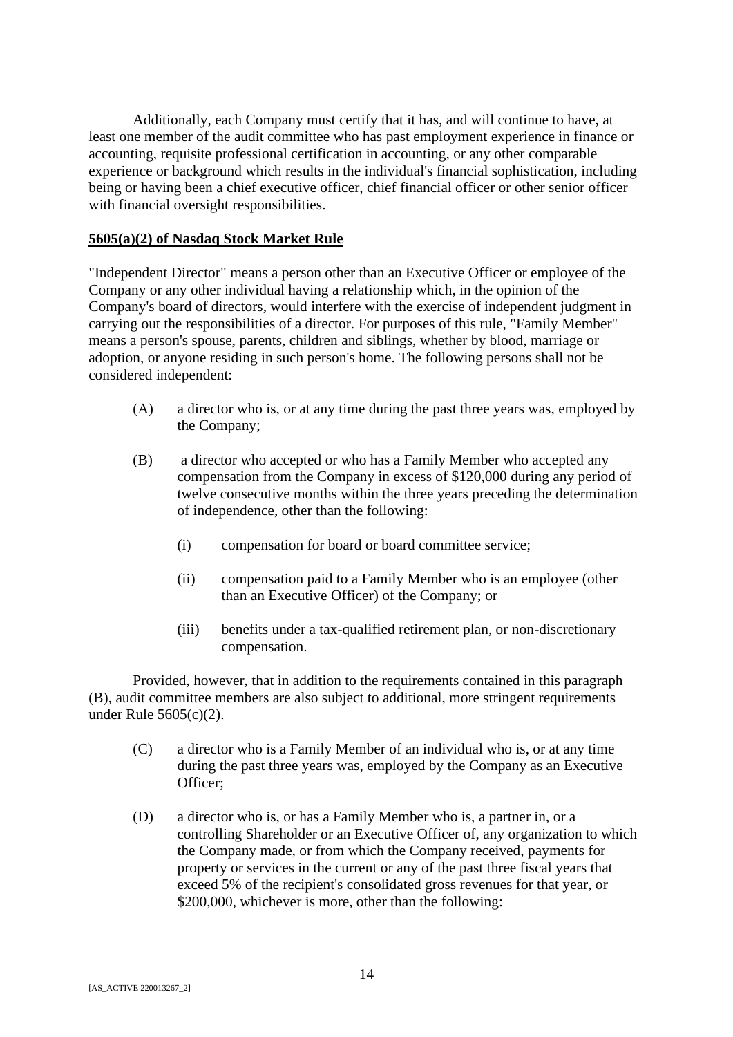Additionally, each Company must certify that it has, and will continue to have, at least one member of the audit committee who has past employment experience in finance or accounting, requisite professional certification in accounting, or any other comparable experience or background which results in the individual's financial sophistication, including being or having been a chief executive officer, chief financial officer or other senior officer with financial oversight responsibilities.

**5605(a)(2) of Nasdaq Stock Market Rule**

"Independent Director" means a person other than an Executive Officer or employee of the Company or any other individual having a relationship which, in the opinion of the Company's board of directors, would interfere with the exercise of independent judgment in carrying out the responsibilities of a director. For purposes of this rule, "Family Member" means a person's spouse, parents, children and siblings, whether by blood, marriage or adoption, or anyone residing in such person's home. The following persons shall not be considered independent:

(A) a director who is, or at any time during the past three years was, employed by the Company;

(B) a director who accepted or who has a Family Member who accepted any compensation from the Company in excess of $120,000 during any period of twelve consecutive months within the three years preceding the determination of independence, other than the following:

- (i) compensation for board or board committee service;
- (ii) compensation paid to a Family Member who is an employee (other than an Executive Officer) of the Company; or
- (iii) benefits under a tax-qualified retirement plan, or non-discretionary compensation.

Provided, however, that in addition to the requirements contained in this paragraph (B), audit committee members are also subject to additional, more stringent requirements under Rule 5605(c)(2).

(C) a director who is a Family Member of an individual who is, or at any time during the past three years was, employed by the Company as an Executive Officer;

(D) a director who is, or has a Family Member who is, a partner in, or a controlling Shareholder or an Executive Officer of, any organization to which the Company made, or from which the Company received, payments for property or services in the current or any of the past three fiscal years that exceed 5% of the recipient's consolidated gross revenues for that year, or $200,000, whichever is more, other than the following: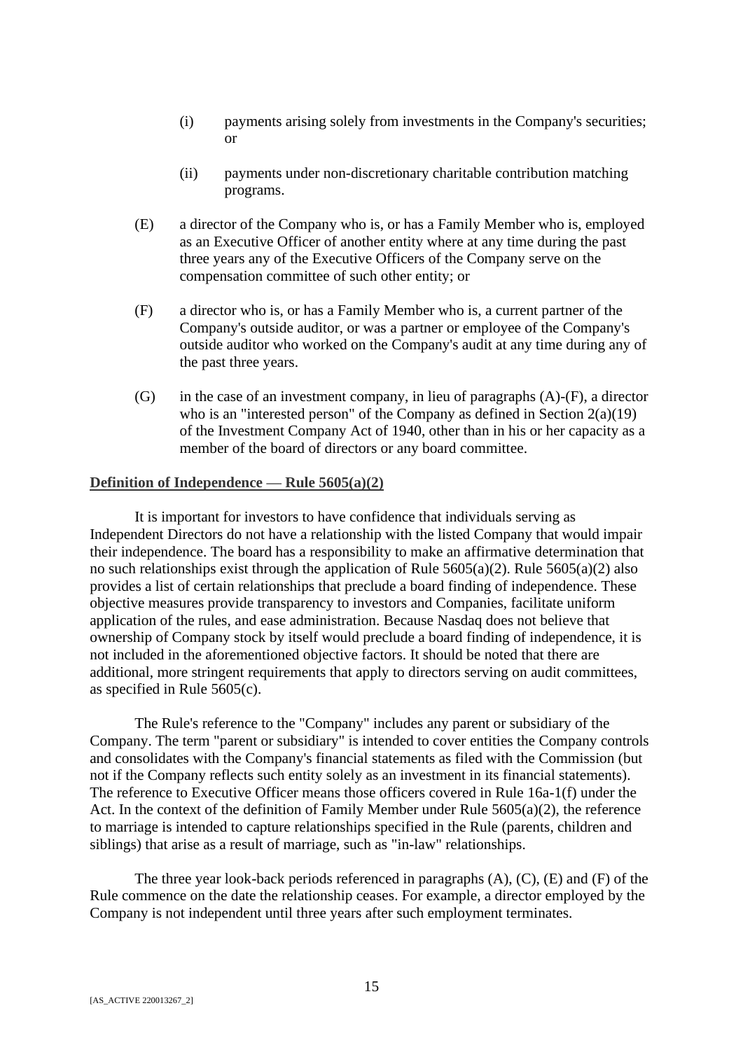(i) payments arising solely from investments in the Company's securities; or

(ii) payments under non-discretionary charitable contribution matching programs.

(E) a director of the Company who is, or has a Family Member who is, employed as an Executive Officer of another entity where at any time during the past three years any of the Executive Officers of the Company serve on the compensation committee of such other entity; or

(F) a director who is, or has a Family Member who is, a current partner of the Company's outside auditor, or was a partner or employee of the Company's outside auditor who worked on the Company's audit at any time during any of the past three years.

(G) in the case of an investment company, in lieu of paragraphs (A)-(F), a director who is an "interested person" of the Company as defined in Section 2(a)(19) of the Investment Company Act of 1940, other than in his or her capacity as a member of the board of directors or any board committee.

**Definition of Independence — Rule 5605(a)(2)**

It is important for investors to have confidence that individuals serving as Independent Directors do not have a relationship with the listed Company that would impair their independence. The board has a responsibility to make an affirmative determination that no such relationships exist through the application of Rule 5605(a)(2). Rule 5605(a)(2) also provides a list of certain relationships that preclude a board finding of independence. These objective measures provide transparency to investors and Companies, facilitate uniform application of the rules, and ease administration. Because Nasdaq does not believe that ownership of Company stock by itself would preclude a board finding of independence, it is not included in the aforementioned objective factors. It should be noted that there are additional, more stringent requirements that apply to directors serving on audit committees, as specified in Rule 5605(c).

The Rule's reference to the "Company" includes any parent or subsidiary of the Company. The term "parent or subsidiary" is intended to cover entities the Company controls and consolidates with the Company's financial statements as filed with the Commission (but not if the Company reflects such entity solely as an investment in its financial statements). The reference to Executive Officer means those officers covered in Rule 16a-1(f) under the Act. In the context of the definition of Family Member under Rule 5605(a)(2), the reference to marriage is intended to capture relationships specified in the Rule (parents, children and siblings) that arise as a result of marriage, such as "in-law" relationships.

The three year look-back periods referenced in paragraphs (A), (C), (E) and (F) of the Rule commence on the date the relationship ceases. For example, a director employed by the Company is not independent until three years after such employment terminates.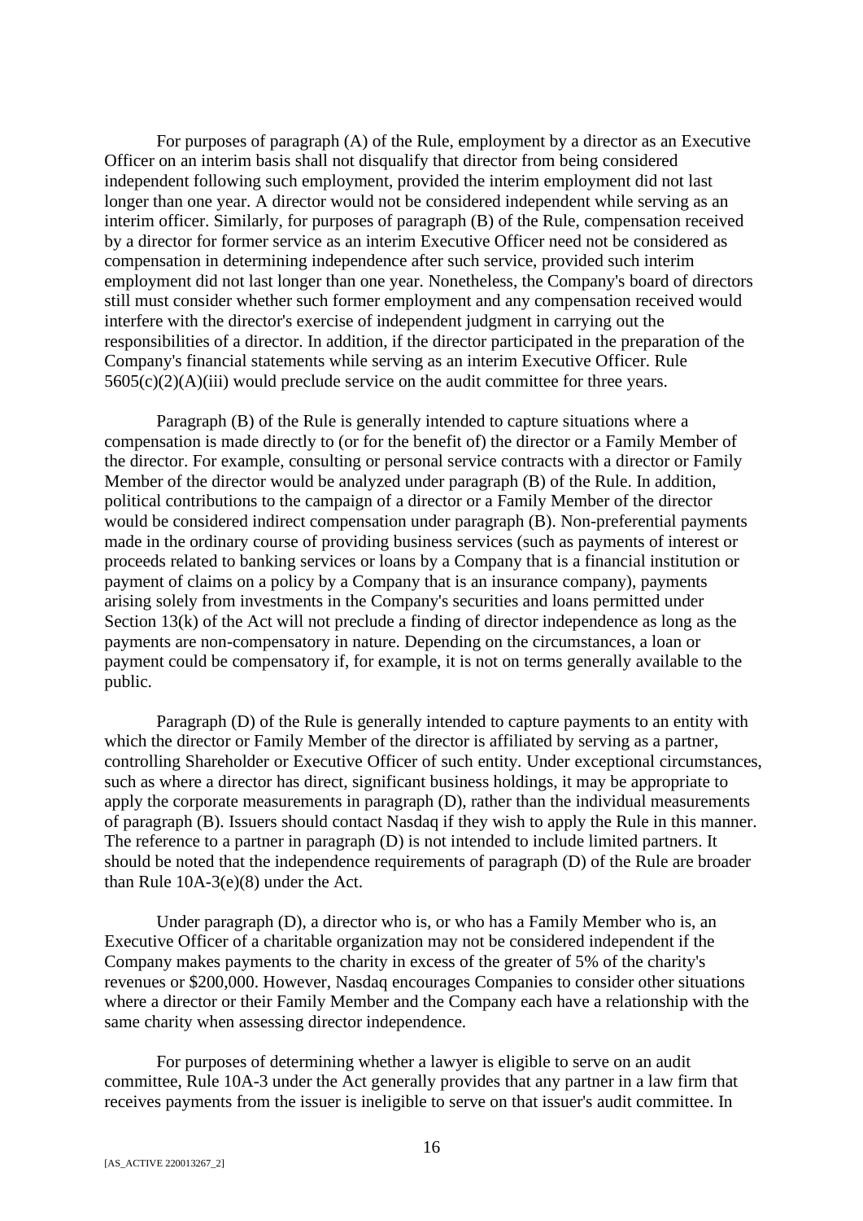For purposes of paragraph (A) of the Rule, employment by a director as an Executive Officer on an interim basis shall not disqualify that director from being considered independent following such employment, provided the interim employment did not last longer than one year. A director would not be considered independent while serving as an interim officer. Similarly, for purposes of paragraph (B) of the Rule, compensation received by a director for former service as an interim Executive Officer need not be considered as compensation in determining independence after such service, provided such interim employment did not last longer than one year. Nonetheless, the Company's board of directors still must consider whether such former employment and any compensation received would interfere with the director's exercise of independent judgment in carrying out the responsibilities of a director. In addition, if the director participated in the preparation of the Company's financial statements while serving as an interim Executive Officer. Rule 5605(c)(2)(A)(iii) would preclude service on the audit committee for three years.

Paragraph (B) of the Rule is generally intended to capture situations where a compensation is made directly to (or for the benefit of) the director or a Family Member of the director. For example, consulting or personal service contracts with a director or Family Member of the director would be analyzed under paragraph (B) of the Rule. In addition, political contributions to the campaign of a director or a Family Member of the director would be considered indirect compensation under paragraph (B). Non-preferential payments made in the ordinary course of providing business services (such as payments of interest or proceeds related to banking services or loans by a Company that is a financial institution or payment of claims on a policy by a Company that is an insurance company), payments arising solely from investments in the Company's securities and loans permitted under Section 13(k) of the Act will not preclude a finding of director independence as long as the payments are non-compensatory in nature. Depending on the circumstances, a loan or payment could be compensatory if, for example, it is not on terms generally available to the public.

Paragraph (D) of the Rule is generally intended to capture payments to an entity with which the director or Family Member of the director is affiliated by serving as a partner, controlling Shareholder or Executive Officer of such entity. Under exceptional circumstances, such as where a director has direct, significant business holdings, it may be appropriate to apply the corporate measurements in paragraph (D), rather than the individual measurements of paragraph (B). Issuers should contact Nasdaq if they wish to apply the Rule in this manner. The reference to a partner in paragraph (D) is not intended to include limited partners. It should be noted that the independence requirements of paragraph (D) of the Rule are broader than Rule 10A-3(e)(8) under the Act.

Under paragraph (D), a director who is, or who has a Family Member who is, an Executive Officer of a charitable organization may not be considered independent if the Company makes payments to the charity in excess of the greater of 5% of the charity's revenues or $200,000. However, Nasdaq encourages Companies to consider other situations where a director or their Family Member and the Company each have a relationship with the same charity when assessing director independence.

For purposes of determining whether a lawyer is eligible to serve on an audit committee, Rule 10A-3 under the Act generally provides that any partner in a law firm that receives payments from the issuer is ineligible to serve on that issuer's audit committee. In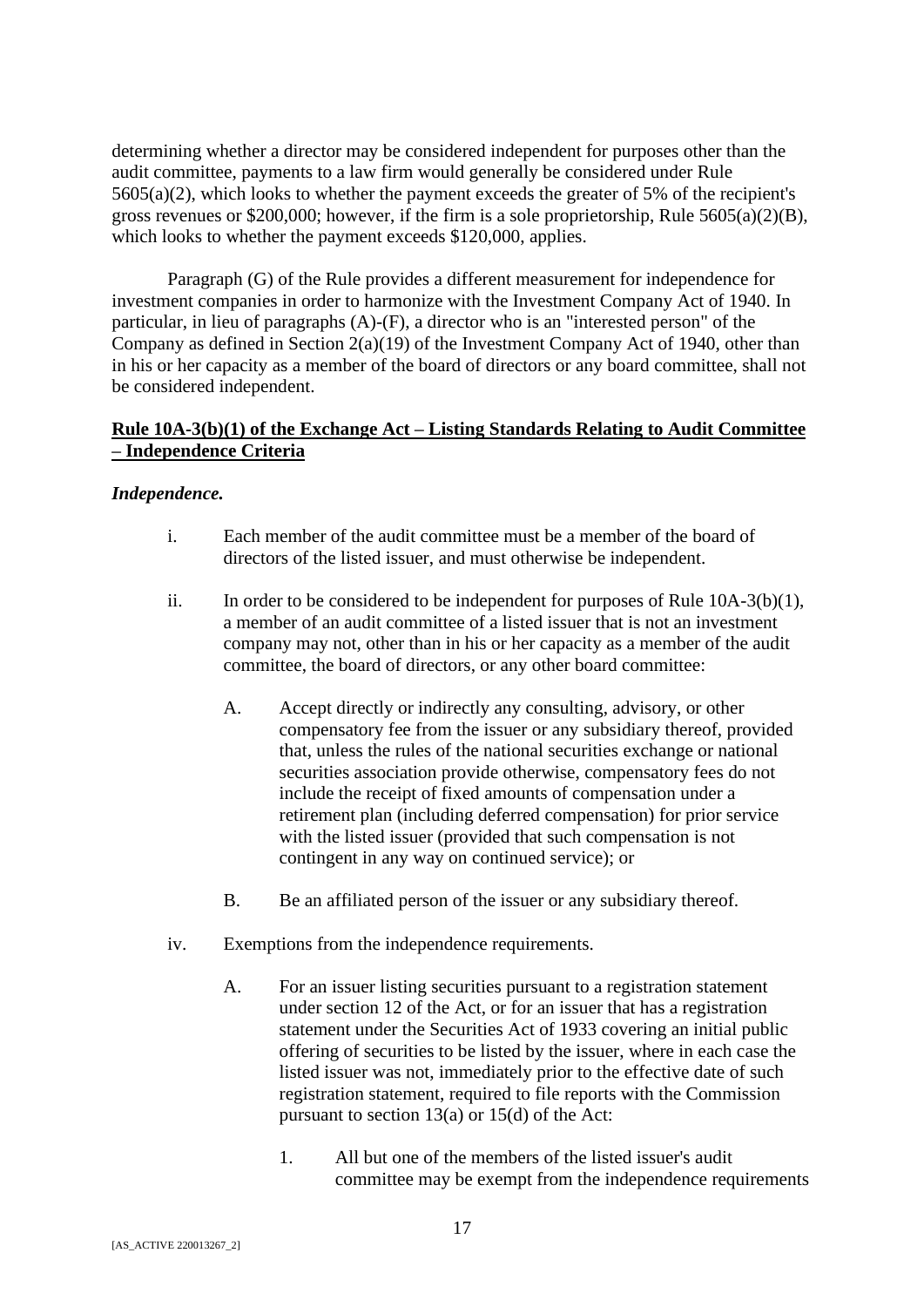determining whether a director may be considered independent for purposes other than the audit committee, payments to a law firm would generally be considered under Rule 5605(a)(2), which looks to whether the payment exceeds the greater of 5% of the recipient's gross revenues or $200,000; however, if the firm is a sole proprietorship, Rule 5605(a)(2)(B), which looks to whether the payment exceeds $120,000, applies.

Paragraph (G) of the Rule provides a different measurement for independence for investment companies in order to harmonize with the Investment Company Act of 1940. In particular, in lieu of paragraphs (A)-(F), a director who is an "interested person" of the Company as defined in Section 2(a)(19) of the Investment Company Act of 1940, other than in his or her capacity as a member of the board of directors or any board committee, shall not be considered independent.

**<u>Rule 10A-3(b)(1) of the Exchange Act – Listing Standards Relating to Audit Committee – Independence Criteria</u>**

***Independence.***

i. Each member of the audit committee must be a member of the board of directors of the listed issuer, and must otherwise be independent.

ii. In order to be considered to be independent for purposes of Rule 10A-3(b)(1), a member of an audit committee of a listed issuer that is not an investment company may not, other than in his or her capacity as a member of the audit committee, the board of directors, or any other board committee:

   A. Accept directly or indirectly any consulting, advisory, or other compensatory fee from the issuer or any subsidiary thereof, provided that, unless the rules of the national securities exchange or national securities association provide otherwise, compensatory fees do not include the receipt of fixed amounts of compensation under a retirement plan (including deferred compensation) for prior service with the listed issuer (provided that such compensation is not contingent in any way on continued service); or

   B. Be an affiliated person of the issuer or any subsidiary thereof.

iv. Exemptions from the independence requirements.

   A. For an issuer listing securities pursuant to a registration statement under section 12 of the Act, or for an issuer that has a registration statement under the Securities Act of 1933 covering an initial public offering of securities to be listed by the issuer, where in each case the listed issuer was not, immediately prior to the effective date of such registration statement, required to file reports with the Commission pursuant to section 13(a) or 15(d) of the Act:

      1. All but one of the members of the listed issuer's audit committee may be exempt from the independence requirements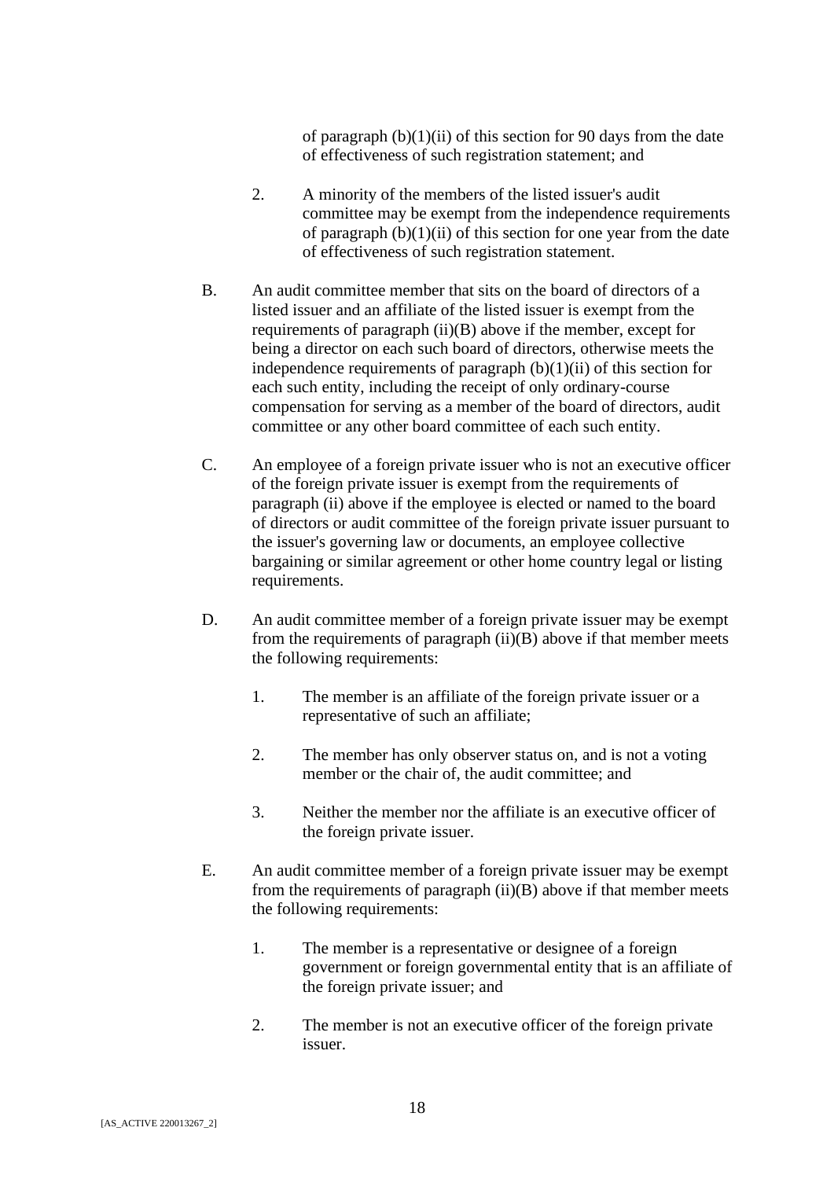of paragraph (b)(1)(ii) of this section for 90 days from the date of effectiveness of such registration statement; and

2. A minority of the members of the listed issuer's audit committee may be exempt from the independence requirements of paragraph (b)(1)(ii) of this section for one year from the date of effectiveness of such registration statement.

B. An audit committee member that sits on the board of directors of a listed issuer and an affiliate of the listed issuer is exempt from the requirements of paragraph (ii)(B) above if the member, except for being a director on each such board of directors, otherwise meets the independence requirements of paragraph (b)(1)(ii) of this section for each such entity, including the receipt of only ordinary-course compensation for serving as a member of the board of directors, audit committee or any other board committee of each such entity.

C. An employee of a foreign private issuer who is not an executive officer of the foreign private issuer is exempt from the requirements of paragraph (ii) above if the employee is elected or named to the board of directors or audit committee of the foreign private issuer pursuant to the issuer's governing law or documents, an employee collective bargaining or similar agreement or other home country legal or listing requirements.

D. An audit committee member of a foreign private issuer may be exempt from the requirements of paragraph (ii)(B) above if that member meets the following requirements:

1. The member is an affiliate of the foreign private issuer or a representative of such an affiliate;

2. The member has only observer status on, and is not a voting member or the chair of, the audit committee; and

3. Neither the member nor the affiliate is an executive officer of the foreign private issuer.

E. An audit committee member of a foreign private issuer may be exempt from the requirements of paragraph (ii)(B) above if that member meets the following requirements:

1. The member is a representative or designee of a foreign government or foreign governmental entity that is an affiliate of the foreign private issuer; and

2. The member is not an executive officer of the foreign private issuer.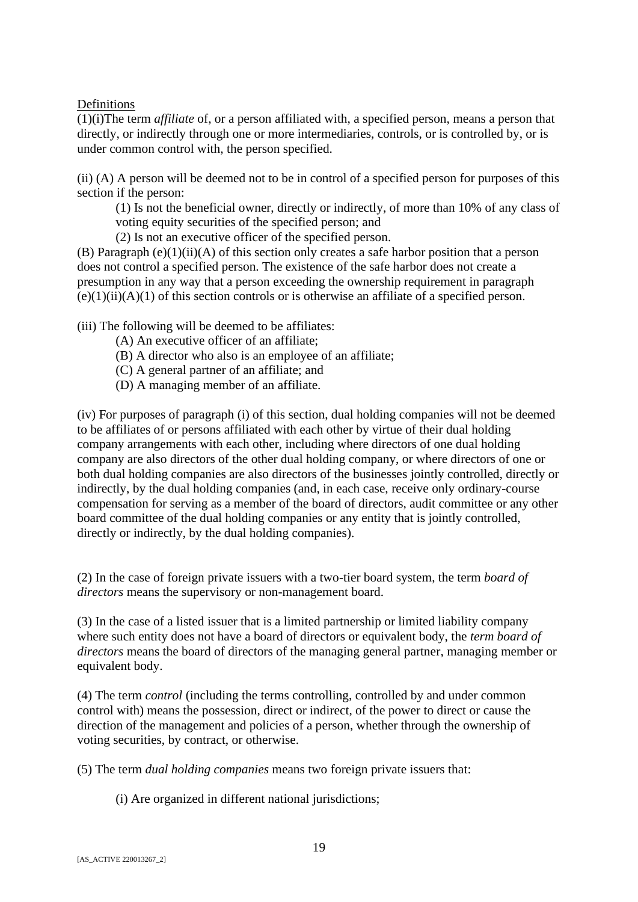<u>Definitions</u>

(1)(i)The term *affiliate* of, or a person affiliated with, a specified person, means a person that directly, or indirectly through one or more intermediaries, controls, or is controlled by, or is under common control with, the person specified.

(ii) (A) A person will be deemed not to be in control of a specified person for purposes of this section if the person:

> (1) Is not the beneficial owner, directly or indirectly, of more than 10% of any class of voting equity securities of the specified person; and
>
> (2) Is not an executive officer of the specified person.

(B) Paragraph (e)(1)(ii)(A) of this section only creates a safe harbor position that a person does not control a specified person. The existence of the safe harbor does not create a presumption in any way that a person exceeding the ownership requirement in paragraph (e)(1)(ii)(A)(1) of this section controls or is otherwise an affiliate of a specified person.

(iii) The following will be deemed to be affiliates:

> (A) An executive officer of an affiliate;
>
> (B) A director who also is an employee of an affiliate;
>
> (C) A general partner of an affiliate; and
>
> (D) A managing member of an affiliate.

(iv) For purposes of paragraph (i) of this section, dual holding companies will not be deemed to be affiliates of or persons affiliated with each other by virtue of their dual holding company arrangements with each other, including where directors of one dual holding company are also directors of the other dual holding company, or where directors of one or both dual holding companies are also directors of the businesses jointly controlled, directly or indirectly, by the dual holding companies (and, in each case, receive only ordinary-course compensation for serving as a member of the board of directors, audit committee or any other board committee of the dual holding companies or any entity that is jointly controlled, directly or indirectly, by the dual holding companies).

(2) In the case of foreign private issuers with a two-tier board system, the term *board of directors* means the supervisory or non-management board.

(3) In the case of a listed issuer that is a limited partnership or limited liability company where such entity does not have a board of directors or equivalent body, the *term board of directors* means the board of directors of the managing general partner, managing member or equivalent body.

(4) The term *control* (including the terms controlling, controlled by and under common control with) means the possession, direct or indirect, of the power to direct or cause the direction of the management and policies of a person, whether through the ownership of voting securities, by contract, or otherwise.

(5) The term *dual holding companies* means two foreign private issuers that:

> (i) Are organized in different national jurisdictions;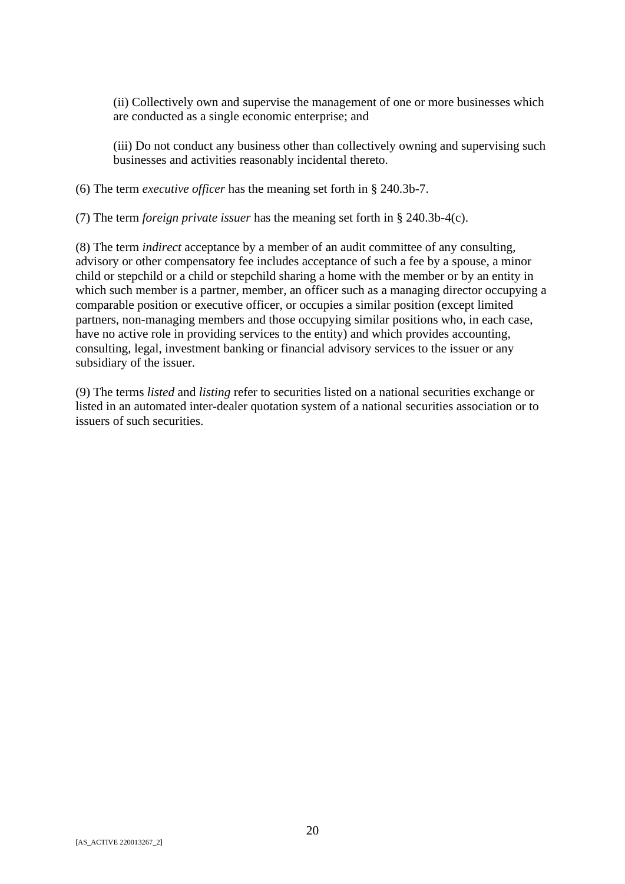(ii) Collectively own and supervise the management of one or more businesses which are conducted as a single economic enterprise; and

(iii) Do not conduct any business other than collectively owning and supervising such businesses and activities reasonably incidental thereto.

(6) The term *executive officer* has the meaning set forth in § 240.3b-7.

(7) The term *foreign private issuer* has the meaning set forth in § 240.3b-4(c).

(8) The term *indirect* acceptance by a member of an audit committee of any consulting, advisory or other compensatory fee includes acceptance of such a fee by a spouse, a minor child or stepchild or a child or stepchild sharing a home with the member or by an entity in which such member is a partner, member, an officer such as a managing director occupying a comparable position or executive officer, or occupies a similar position (except limited partners, non-managing members and those occupying similar positions who, in each case, have no active role in providing services to the entity) and which provides accounting, consulting, legal, investment banking or financial advisory services to the issuer or any subsidiary of the issuer.

(9) The terms *listed* and *listing* refer to securities listed on a national securities exchange or listed in an automated inter-dealer quotation system of a national securities association or to issuers of such securities.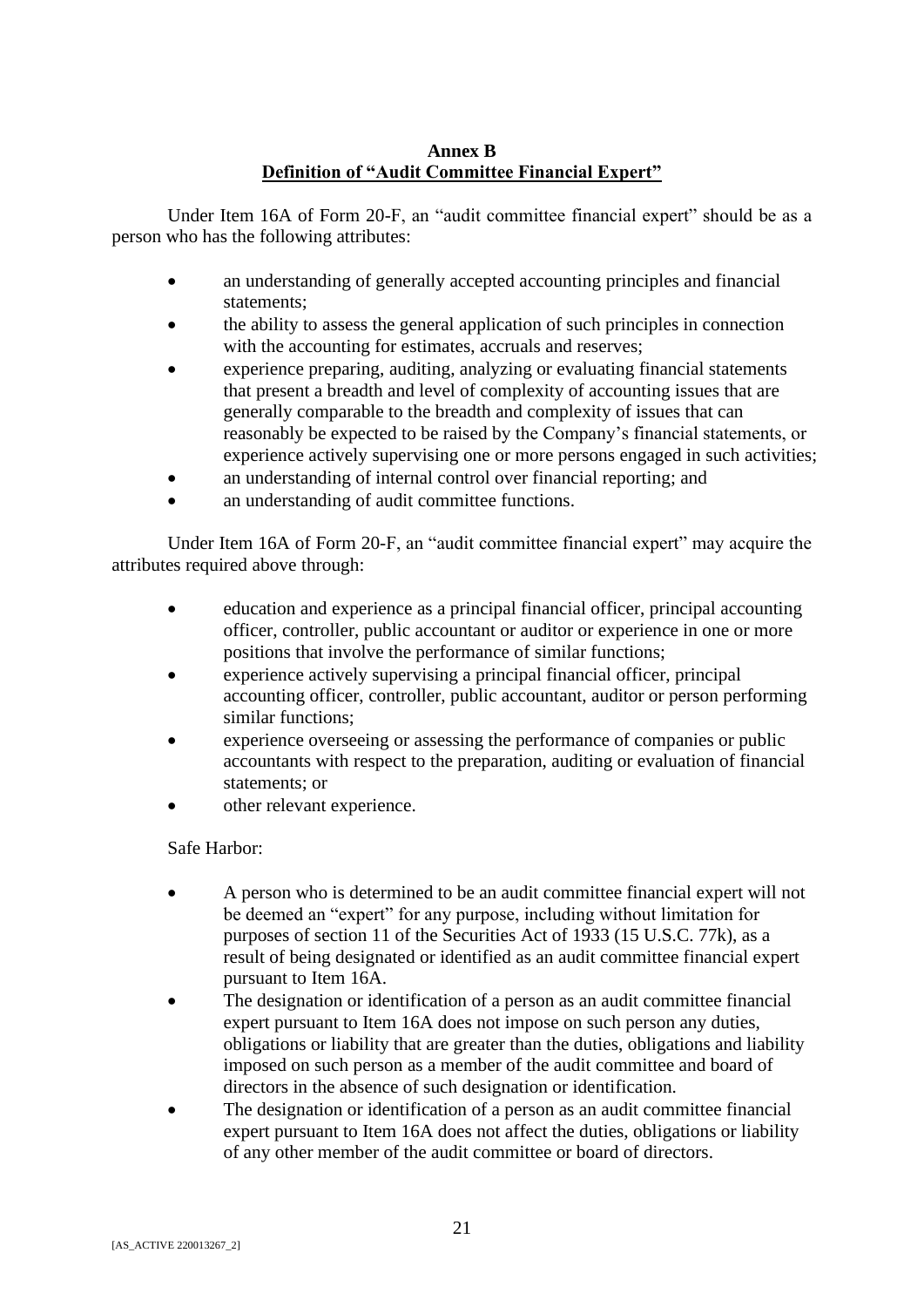**Annex B**

**Definition of "Audit Committee Financial Expert"**

Under Item 16A of Form 20-F, an "audit committee financial expert" should be as a person who has the following attributes:

- an understanding of generally accepted accounting principles and financial statements;
- the ability to assess the general application of such principles in connection with the accounting for estimates, accruals and reserves;
- experience preparing, auditing, analyzing or evaluating financial statements that present a breadth and level of complexity of accounting issues that are generally comparable to the breadth and complexity of issues that can reasonably be expected to be raised by the Company's financial statements, or experience actively supervising one or more persons engaged in such activities;
- an understanding of internal control over financial reporting; and
- an understanding of audit committee functions.

Under Item 16A of Form 20-F, an "audit committee financial expert" may acquire the attributes required above through:

- education and experience as a principal financial officer, principal accounting officer, controller, public accountant or auditor or experience in one or more positions that involve the performance of similar functions;
- experience actively supervising a principal financial officer, principal accounting officer, controller, public accountant, auditor or person performing similar functions;
- experience overseeing or assessing the performance of companies or public accountants with respect to the preparation, auditing or evaluation of financial statements; or
- other relevant experience.

Safe Harbor:

- A person who is determined to be an audit committee financial expert will not be deemed an "expert" for any purpose, including without limitation for purposes of section 11 of the Securities Act of 1933 (15 U.S.C. 77k), as a result of being designated or identified as an audit committee financial expert pursuant to Item 16A.
- The designation or identification of a person as an audit committee financial expert pursuant to Item 16A does not impose on such person any duties, obligations or liability that are greater than the duties, obligations and liability imposed on such person as a member of the audit committee and board of directors in the absence of such designation or identification.
- The designation or identification of a person as an audit committee financial expert pursuant to Item 16A does not affect the duties, obligations or liability of any other member of the audit committee or board of directors.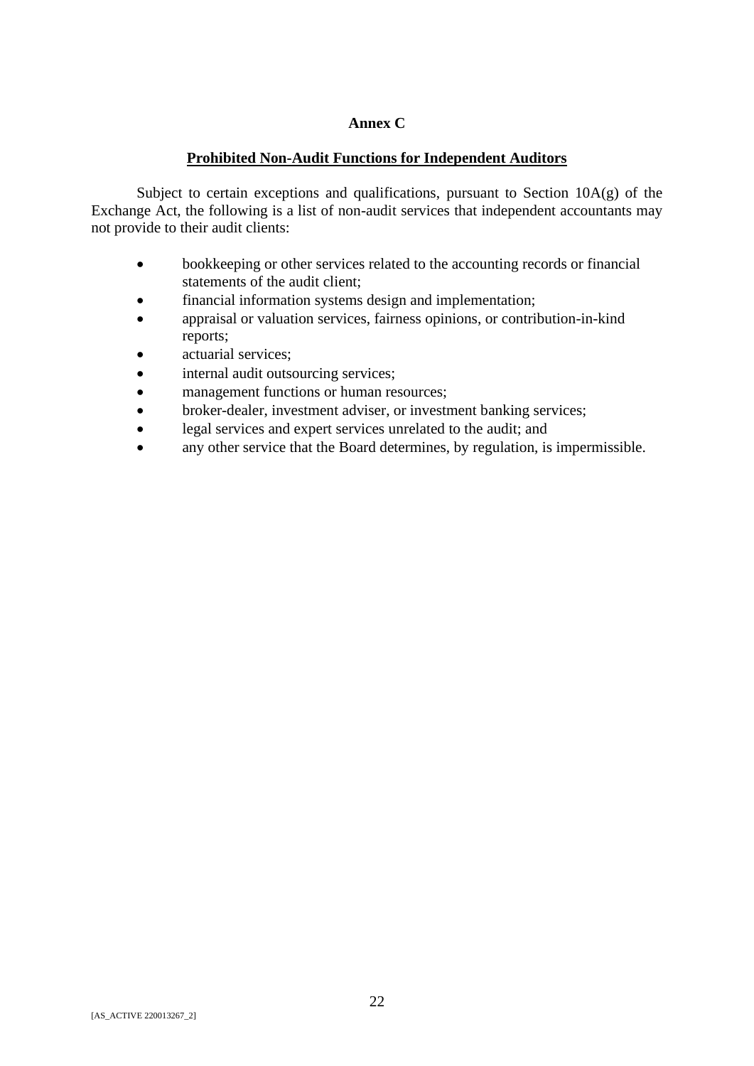# Annex C

## Prohibited Non-Audit Functions for Independent Auditors

Subject to certain exceptions and qualifications, pursuant to Section 10A(g) of the Exchange Act, the following is a list of non-audit services that independent accountants may not provide to their audit clients:

- bookkeeping or other services related to the accounting records or financial statements of the audit client;
- financial information systems design and implementation;
- appraisal or valuation services, fairness opinions, or contribution-in-kind reports;
- actuarial services;
- internal audit outsourcing services;
- management functions or human resources;
- broker-dealer, investment adviser, or investment banking services;
- legal services and expert services unrelated to the audit; and
- any other service that the Board determines, by regulation, is impermissible.

[AS_ACTIVE 220013267_2]